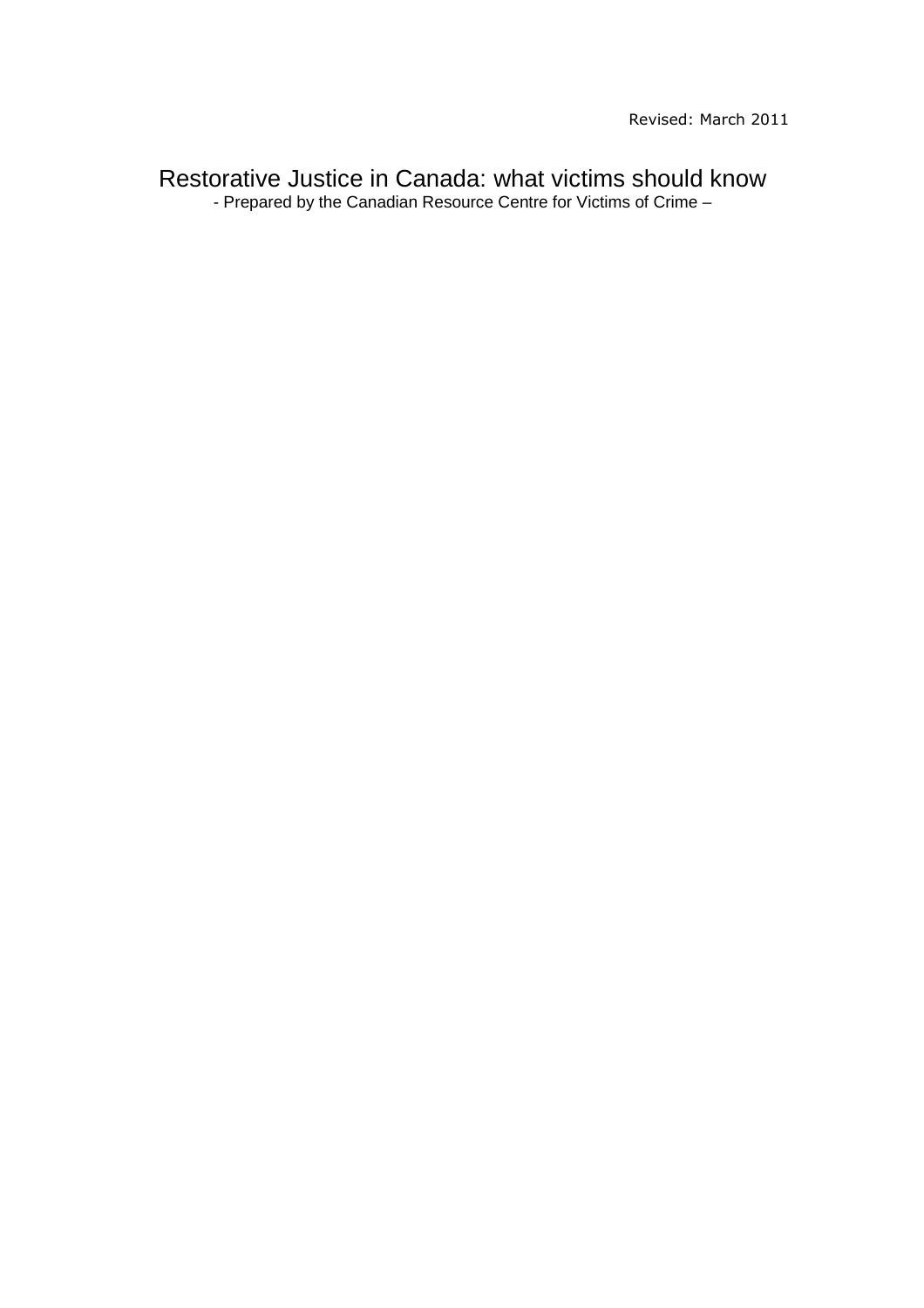Revised: March 2011

# Restorative Justice in Canada: what victims should know

- Prepared by the Canadian Resource Centre for Victims of Crime –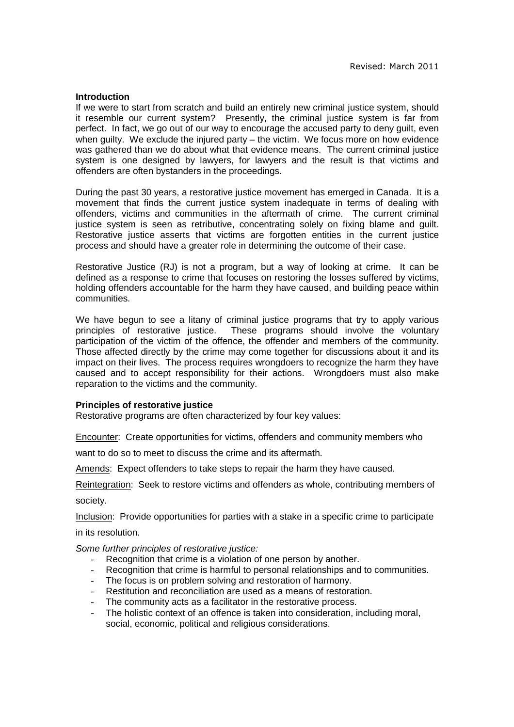Revised: March 2011

## Introduction

If we were to start from scratch and build an entirely new criminal justice system, should it resemble our current system? Presently, the criminal justice system is far from perfect. In fact, we go out of our way to encourage the accused party to deny guilt, even when guilty. We exclude the injured party – the victim. We focus more on how evidence was gathered than we do about what that evidence means. The current criminal justice system is one designed by lawyers, for lawyers and the result is that victims and offenders are often bystanders in the proceedings.

During the past 30 years, a restorative justice movement has emerged in Canada. It is a movement that finds the current justice system inadequate in terms of dealing with offenders, victims and communities in the aftermath of crime. The current criminal justice system is seen as retributive, concentrating solely on fixing blame and guilt. Restorative justice asserts that victims are forgotten entities in the current justice process and should have a greater role in determining the outcome of their case.

Restorative Justice (RJ) is not a program, but a way of looking at crime. It can be defined as a response to crime that focuses on restoring the losses suffered by victims, holding offenders accountable for the harm they have caused, and building peace within communities.

We have begun to see a litany of criminal justice programs that try to apply various principles of restorative justice. These programs should involve the voluntary participation of the victim of the offence, the offender and members of the community. Those affected directly by the crime may come together for discussions about it and its impact on their lives. The process requires wrongdoers to recognize the harm they have caused and to accept responsibility for their actions. Wrongdoers must also make reparation to the victims and the community.

## Principles of restorative justice

Restorative programs are often characterized by four key values:

Encounter: Create opportunities for victims, offenders and community members who want to do so to meet to discuss the crime and its aftermath.

Amends: Expect offenders to take steps to repair the harm they have caused.

Reintegration: Seek to restore victims and offenders as whole, contributing members of society.

Inclusion: Provide opportunities for parties with a stake in a specific crime to participate in its resolution.

*Some further principles of restorative justice:*

- Recognition that crime is a violation of one person by another.
- Recognition that crime is harmful to personal relationships and to communities.
- The focus is on problem solving and restoration of harmony.
- Restitution and reconciliation are used as a means of restoration.
- The community acts as a facilitator in the restorative process.
- The holistic context of an offence is taken into consideration, including moral, social, economic, political and religious considerations.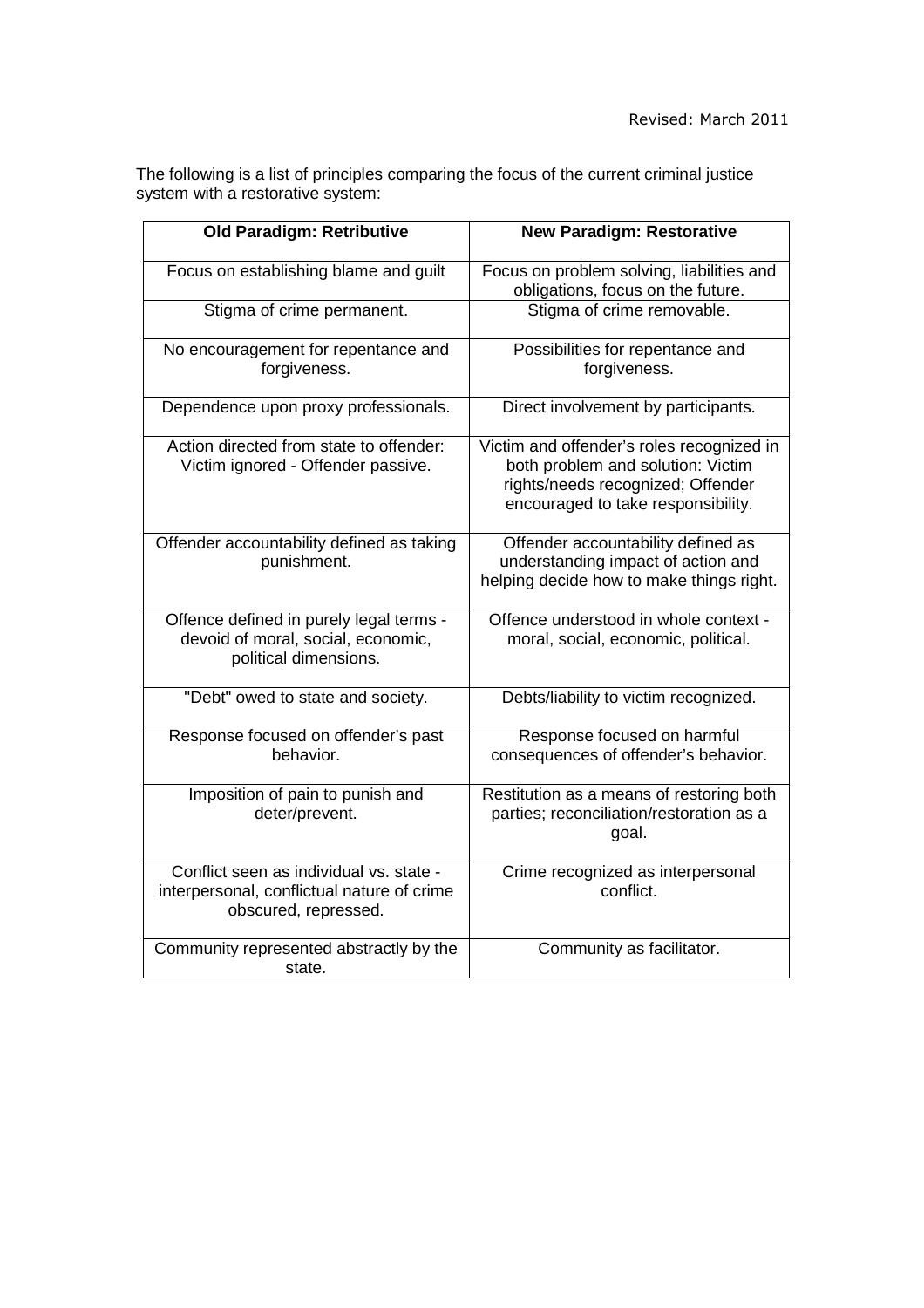Revised: March 2011

The following is a list of principles comparing the focus of the current criminal justice system with a restorative system:

| Old Paradigm: Retributive | New Paradigm: Restorative |
|---|---|
| Focus on establishing blame and guilt | Focus on problem solving, liabilities and obligations, focus on the future. |
| Stigma of crime permanent. | Stigma of crime removable. |
| No encouragement for repentance and forgiveness. | Possibilities for repentance and forgiveness. |
| Dependence upon proxy professionals. | Direct involvement by participants. |
| Action directed from state to offender: Victim ignored - Offender passive. | Victim and offender's roles recognized in both problem and solution: Victim rights/needs recognized; Offender encouraged to take responsibility. |
| Offender accountability defined as taking punishment. | Offender accountability defined as understanding impact of action and helping decide how to make things right. |
| Offence defined in purely legal terms - devoid of moral, social, economic, political dimensions. | Offence understood in whole context - moral, social, economic, political. |
| "Debt" owed to state and society. | Debts/liability to victim recognized. |
| Response focused on offender's past behavior. | Response focused on harmful consequences of offender's behavior. |
| Imposition of pain to punish and deter/prevent. | Restitution as a means of restoring both parties; reconciliation/restoration as a goal. |
| Conflict seen as individual vs. state - interpersonal, conflictual nature of crime obscured, repressed. | Crime recognized as interpersonal conflict. |
| Community represented abstractly by the state. | Community as facilitator. |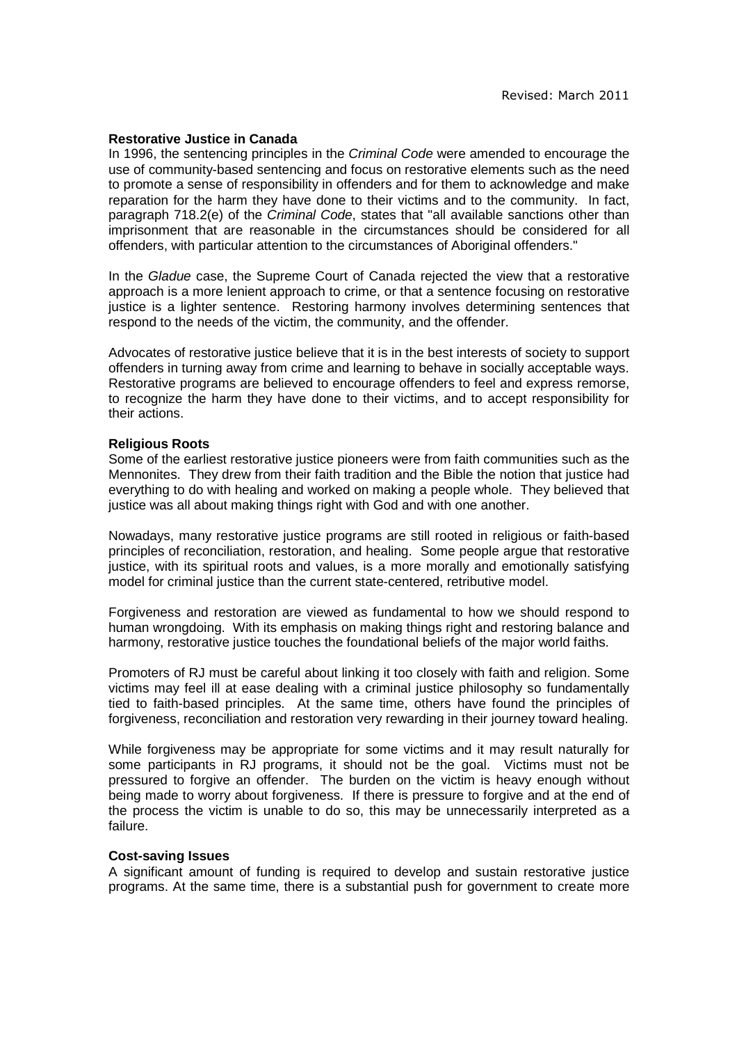Revised: March 2011

**Restorative Justice in Canada**

In 1996, the sentencing principles in the *Criminal Code* were amended to encourage the use of community-based sentencing and focus on restorative elements such as the need to promote a sense of responsibility in offenders and for them to acknowledge and make reparation for the harm they have done to their victims and to the community. In fact, paragraph 718.2(e) of the *Criminal Code*, states that "all available sanctions other than imprisonment that are reasonable in the circumstances should be considered for all offenders, with particular attention to the circumstances of Aboriginal offenders."

In the *Gladue* case, the Supreme Court of Canada rejected the view that a restorative approach is a more lenient approach to crime, or that a sentence focusing on restorative justice is a lighter sentence. Restoring harmony involves determining sentences that respond to the needs of the victim, the community, and the offender.

Advocates of restorative justice believe that it is in the best interests of society to support offenders in turning away from crime and learning to behave in socially acceptable ways. Restorative programs are believed to encourage offenders to feel and express remorse, to recognize the harm they have done to their victims, and to accept responsibility for their actions.

**Religious Roots**

Some of the earliest restorative justice pioneers were from faith communities such as the Mennonites. They drew from their faith tradition and the Bible the notion that justice had everything to do with healing and worked on making a people whole. They believed that justice was all about making things right with God and with one another.

Nowadays, many restorative justice programs are still rooted in religious or faith-based principles of reconciliation, restoration, and healing. Some people argue that restorative justice, with its spiritual roots and values, is a more morally and emotionally satisfying model for criminal justice than the current state-centered, retributive model.

Forgiveness and restoration are viewed as fundamental to how we should respond to human wrongdoing. With its emphasis on making things right and restoring balance and harmony, restorative justice touches the foundational beliefs of the major world faiths.

Promoters of RJ must be careful about linking it too closely with faith and religion. Some victims may feel ill at ease dealing with a criminal justice philosophy so fundamentally tied to faith-based principles. At the same time, others have found the principles of forgiveness, reconciliation and restoration very rewarding in their journey toward healing.

While forgiveness may be appropriate for some victims and it may result naturally for some participants in RJ programs, it should not be the goal. Victims must not be pressured to forgive an offender. The burden on the victim is heavy enough without being made to worry about forgiveness. If there is pressure to forgive and at the end of the process the victim is unable to do so, this may be unnecessarily interpreted as a failure.

**Cost-saving Issues**

A significant amount of funding is required to develop and sustain restorative justice programs. At the same time, there is a substantial push for government to create more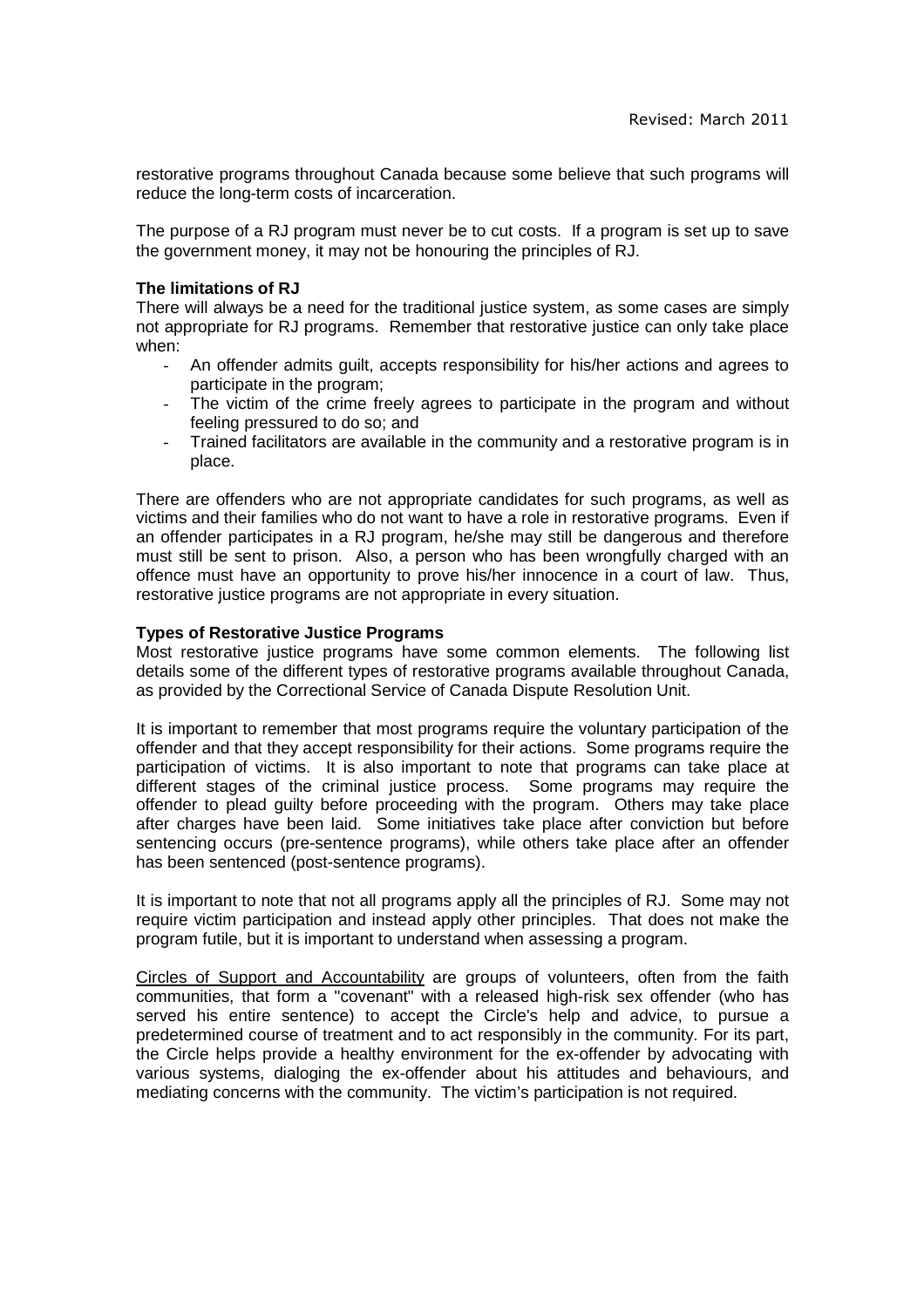restorative programs throughout Canada because some believe that such programs will reduce the long-term costs of incarceration.

The purpose of a RJ program must never be to cut costs. If a program is set up to save the government money, it may not be honouring the principles of RJ.

**The limitations of RJ**

There will always be a need for the traditional justice system, as some cases are simply not appropriate for RJ programs. Remember that restorative justice can only take place when:

- An offender admits guilt, accepts responsibility for his/her actions and agrees to participate in the program;
- The victim of the crime freely agrees to participate in the program and without feeling pressured to do so; and
- Trained facilitators are available in the community and a restorative program is in place.

There are offenders who are not appropriate candidates for such programs, as well as victims and their families who do not want to have a role in restorative programs. Even if an offender participates in a RJ program, he/she may still be dangerous and therefore must still be sent to prison. Also, a person who has been wrongfully charged with an offence must have an opportunity to prove his/her innocence in a court of law. Thus, restorative justice programs are not appropriate in every situation.

**Types of Restorative Justice Programs**

Most restorative justice programs have some common elements. The following list details some of the different types of restorative programs available throughout Canada, as provided by the Correctional Service of Canada Dispute Resolution Unit.

It is important to remember that most programs require the voluntary participation of the offender and that they accept responsibility for their actions. Some programs require the participation of victims. It is also important to note that programs can take place at different stages of the criminal justice process. Some programs may require the offender to plead guilty before proceeding with the program. Others may take place after charges have been laid. Some initiatives take place after conviction but before sentencing occurs (pre-sentence programs), while others take place after an offender has been sentenced (post-sentence programs).

It is important to note that not all programs apply all the principles of RJ. Some may not require victim participation and instead apply other principles. That does not make the program futile, but it is important to understand when assessing a program.

Circles of Support and Accountability are groups of volunteers, often from the faith communities, that form a "covenant" with a released high-risk sex offender (who has served his entire sentence) to accept the Circle's help and advice, to pursue a predetermined course of treatment and to act responsibly in the community. For its part, the Circle helps provide a healthy environment for the ex-offender by advocating with various systems, dialoging the ex-offender about his attitudes and behaviours, and mediating concerns with the community. The victim's participation is not required.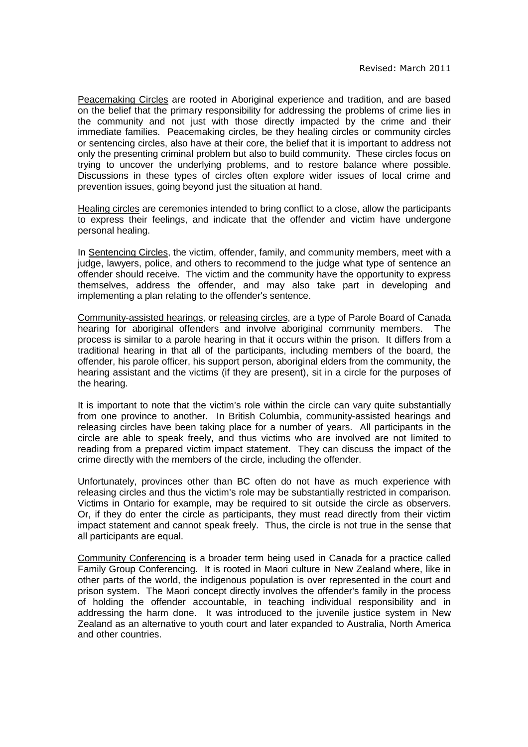Revised: March 2011

Peacemaking Circles are rooted in Aboriginal experience and tradition, and are based on the belief that the primary responsibility for addressing the problems of crime lies in the community and not just with those directly impacted by the crime and their immediate families. Peacemaking circles, be they healing circles or community circles or sentencing circles, also have at their core, the belief that it is important to address not only the presenting criminal problem but also to build community. These circles focus on trying to uncover the underlying problems, and to restore balance where possible. Discussions in these types of circles often explore wider issues of local crime and prevention issues, going beyond just the situation at hand.

Healing circles are ceremonies intended to bring conflict to a close, allow the participants to express their feelings, and indicate that the offender and victim have undergone personal healing.

In Sentencing Circles, the victim, offender, family, and community members, meet with a judge, lawyers, police, and others to recommend to the judge what type of sentence an offender should receive. The victim and the community have the opportunity to express themselves, address the offender, and may also take part in developing and implementing a plan relating to the offender's sentence.

Community-assisted hearings, or releasing circles, are a type of Parole Board of Canada hearing for aboriginal offenders and involve aboriginal community members. The process is similar to a parole hearing in that it occurs within the prison. It differs from a traditional hearing in that all of the participants, including members of the board, the offender, his parole officer, his support person, aboriginal elders from the community, the hearing assistant and the victims (if they are present), sit in a circle for the purposes of the hearing.

It is important to note that the victim's role within the circle can vary quite substantially from one province to another. In British Columbia, community-assisted hearings and releasing circles have been taking place for a number of years. All participants in the circle are able to speak freely, and thus victims who are involved are not limited to reading from a prepared victim impact statement. They can discuss the impact of the crime directly with the members of the circle, including the offender.

Unfortunately, provinces other than BC often do not have as much experience with releasing circles and thus the victim's role may be substantially restricted in comparison. Victims in Ontario for example, may be required to sit outside the circle as observers. Or, if they do enter the circle as participants, they must read directly from their victim impact statement and cannot speak freely. Thus, the circle is not true in the sense that all participants are equal.

Community Conferencing is a broader term being used in Canada for a practice called Family Group Conferencing. It is rooted in Maori culture in New Zealand where, like in other parts of the world, the indigenous population is over represented in the court and prison system. The Maori concept directly involves the offender's family in the process of holding the offender accountable, in teaching individual responsibility and in addressing the harm done. It was introduced to the juvenile justice system in New Zealand as an alternative to youth court and later expanded to Australia, North America and other countries.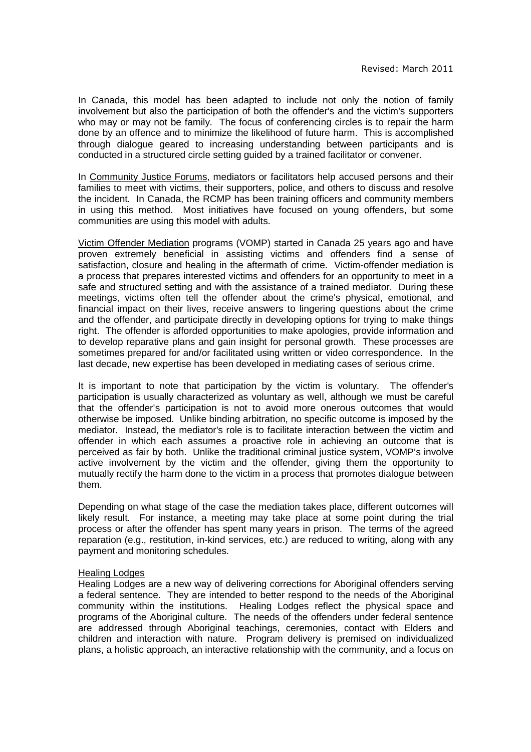In Canada, this model has been adapted to include not only the notion of family involvement but also the participation of both the offender's and the victim's supporters who may or may not be family. The focus of conferencing circles is to repair the harm done by an offence and to minimize the likelihood of future harm. This is accomplished through dialogue geared to increasing understanding between participants and is conducted in a structured circle setting guided by a trained facilitator or convener.

In Community Justice Forums, mediators or facilitators help accused persons and their families to meet with victims, their supporters, police, and others to discuss and resolve the incident. In Canada, the RCMP has been training officers and community members in using this method. Most initiatives have focused on young offenders, but some communities are using this model with adults.

Victim Offender Mediation programs (VOMP) started in Canada 25 years ago and have proven extremely beneficial in assisting victims and offenders find a sense of satisfaction, closure and healing in the aftermath of crime. Victim-offender mediation is a process that prepares interested victims and offenders for an opportunity to meet in a safe and structured setting and with the assistance of a trained mediator. During these meetings, victims often tell the offender about the crime's physical, emotional, and financial impact on their lives, receive answers to lingering questions about the crime and the offender, and participate directly in developing options for trying to make things right. The offender is afforded opportunities to make apologies, provide information and to develop reparative plans and gain insight for personal growth. These processes are sometimes prepared for and/or facilitated using written or video correspondence. In the last decade, new expertise has been developed in mediating cases of serious crime.

It is important to note that participation by the victim is voluntary. The offender's participation is usually characterized as voluntary as well, although we must be careful that the offender's participation is not to avoid more onerous outcomes that would otherwise be imposed. Unlike binding arbitration, no specific outcome is imposed by the mediator. Instead, the mediator's role is to facilitate interaction between the victim and offender in which each assumes a proactive role in achieving an outcome that is perceived as fair by both. Unlike the traditional criminal justice system, VOMP's involve active involvement by the victim and the offender, giving them the opportunity to mutually rectify the harm done to the victim in a process that promotes dialogue between them.

Depending on what stage of the case the mediation takes place, different outcomes will likely result. For instance, a meeting may take place at some point during the trial process or after the offender has spent many years in prison. The terms of the agreed reparation (e.g., restitution, in-kind services, etc.) are reduced to writing, along with any payment and monitoring schedules.

### Healing Lodges

Healing Lodges are a new way of delivering corrections for Aboriginal offenders serving a federal sentence. They are intended to better respond to the needs of the Aboriginal community within the institutions. Healing Lodges reflect the physical space and programs of the Aboriginal culture. The needs of the offenders under federal sentence are addressed through Aboriginal teachings, ceremonies, contact with Elders and children and interaction with nature. Program delivery is premised on individualized plans, a holistic approach, an interactive relationship with the community, and a focus on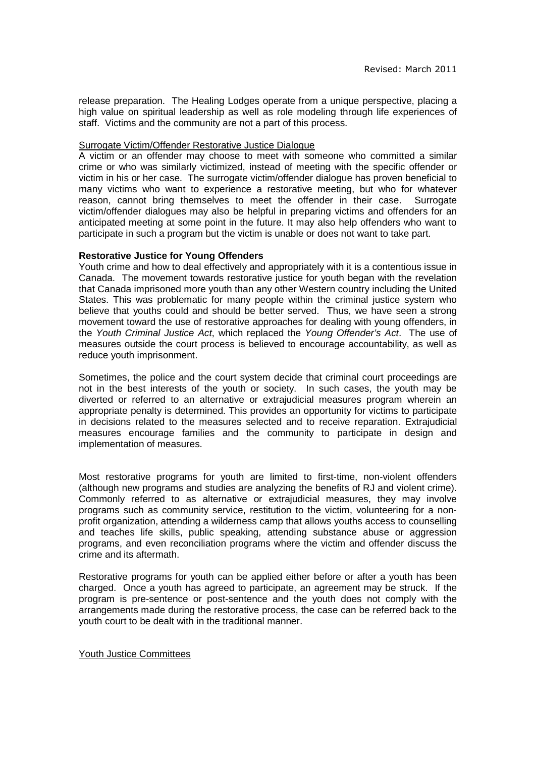release preparation. The Healing Lodges operate from a unique perspective, placing a high value on spiritual leadership as well as role modeling through life experiences of staff. Victims and the community are not a part of this process.

Surrogate Victim/Offender Restorative Justice Dialogue

A victim or an offender may choose to meet with someone who committed a similar crime or who was similarly victimized, instead of meeting with the specific offender or victim in his or her case. The surrogate victim/offender dialogue has proven beneficial to many victims who want to experience a restorative meeting, but who for whatever reason, cannot bring themselves to meet the offender in their case. Surrogate victim/offender dialogues may also be helpful in preparing victims and offenders for an anticipated meeting at some point in the future. It may also help offenders who want to participate in such a program but the victim is unable or does not want to take part.

**Restorative Justice for Young Offenders**

Youth crime and how to deal effectively and appropriately with it is a contentious issue in Canada. The movement towards restorative justice for youth began with the revelation that Canada imprisoned more youth than any other Western country including the United States. This was problematic for many people within the criminal justice system who believe that youths could and should be better served. Thus, we have seen a strong movement toward the use of restorative approaches for dealing with young offenders, in the *Youth Criminal Justice Act*, which replaced the *Young Offender's Act*. The use of measures outside the court process is believed to encourage accountability, as well as reduce youth imprisonment.

Sometimes, the police and the court system decide that criminal court proceedings are not in the best interests of the youth or society. In such cases, the youth may be diverted or referred to an alternative or extrajudicial measures program wherein an appropriate penalty is determined. This provides an opportunity for victims to participate in decisions related to the measures selected and to receive reparation. Extrajudicial measures encourage families and the community to participate in design and implementation of measures.

Most restorative programs for youth are limited to first-time, non-violent offenders (although new programs and studies are analyzing the benefits of RJ and violent crime). Commonly referred to as alternative or extrajudicial measures, they may involve programs such as community service, restitution to the victim, volunteering for a non-profit organization, attending a wilderness camp that allows youths access to counselling and teaches life skills, public speaking, attending substance abuse or aggression programs, and even reconciliation programs where the victim and offender discuss the crime and its aftermath.

Restorative programs for youth can be applied either before or after a youth has been charged. Once a youth has agreed to participate, an agreement may be struck. If the program is pre-sentence or post-sentence and the youth does not comply with the arrangements made during the restorative process, the case can be referred back to the youth court to be dealt with in the traditional manner.

Youth Justice Committees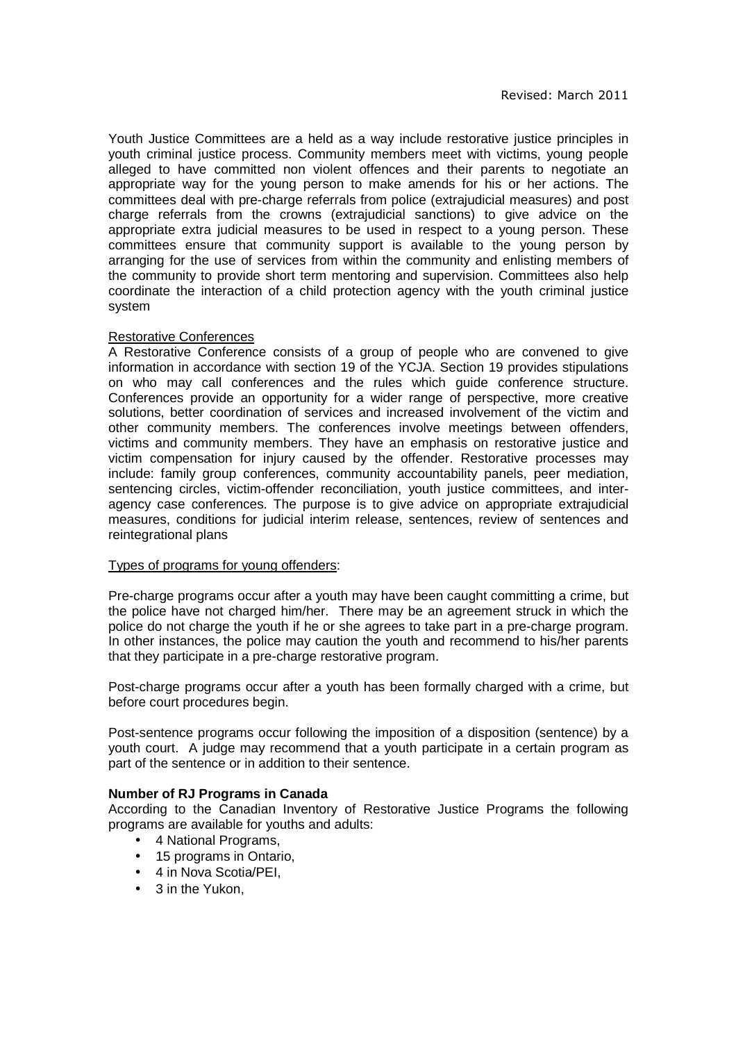Revised: March 2011

Youth Justice Committees are a held as a way include restorative justice principles in youth criminal justice process. Community members meet with victims, young people alleged to have committed non violent offences and their parents to negotiate an appropriate way for the young person to make amends for his or her actions. The committees deal with pre-charge referrals from police (extrajudicial measures) and post charge referrals from the crowns (extrajudicial sanctions) to give advice on the appropriate extra judicial measures to be used in respect to a young person. These committees ensure that community support is available to the young person by arranging for the use of services from within the community and enlisting members of the community to provide short term mentoring and supervision. Committees also help coordinate the interaction of a child protection agency with the youth criminal justice system

Restorative Conferences

A Restorative Conference consists of a group of people who are convened to give information in accordance with section 19 of the YCJA. Section 19 provides stipulations on who may call conferences and the rules which guide conference structure. Conferences provide an opportunity for a wider range of perspective, more creative solutions, better coordination of services and increased involvement of the victim and other community members. The conferences involve meetings between offenders, victims and community members. They have an emphasis on restorative justice and victim compensation for injury caused by the offender. Restorative processes may include: family group conferences, community accountability panels, peer mediation, sentencing circles, victim-offender reconciliation, youth justice committees, and inter-agency case conferences. The purpose is to give advice on appropriate extrajudicial measures, conditions for judicial interim release, sentences, review of sentences and reintegrational plans

Types of programs for young offenders:

Pre-charge programs occur after a youth may have been caught committing a crime, but the police have not charged him/her. There may be an agreement struck in which the police do not charge the youth if he or she agrees to take part in a pre-charge program. In other instances, the police may caution the youth and recommend to his/her parents that they participate in a pre-charge restorative program.

Post-charge programs occur after a youth has been formally charged with a crime, but before court procedures begin.

Post-sentence programs occur following the imposition of a disposition (sentence) by a youth court. A judge may recommend that a youth participate in a certain program as part of the sentence or in addition to their sentence.

**Number of RJ Programs in Canada**

According to the Canadian Inventory of Restorative Justice Programs the following programs are available for youths and adults:

- 4 National Programs,
- 15 programs in Ontario,
- 4 in Nova Scotia/PEI,
- 3 in the Yukon,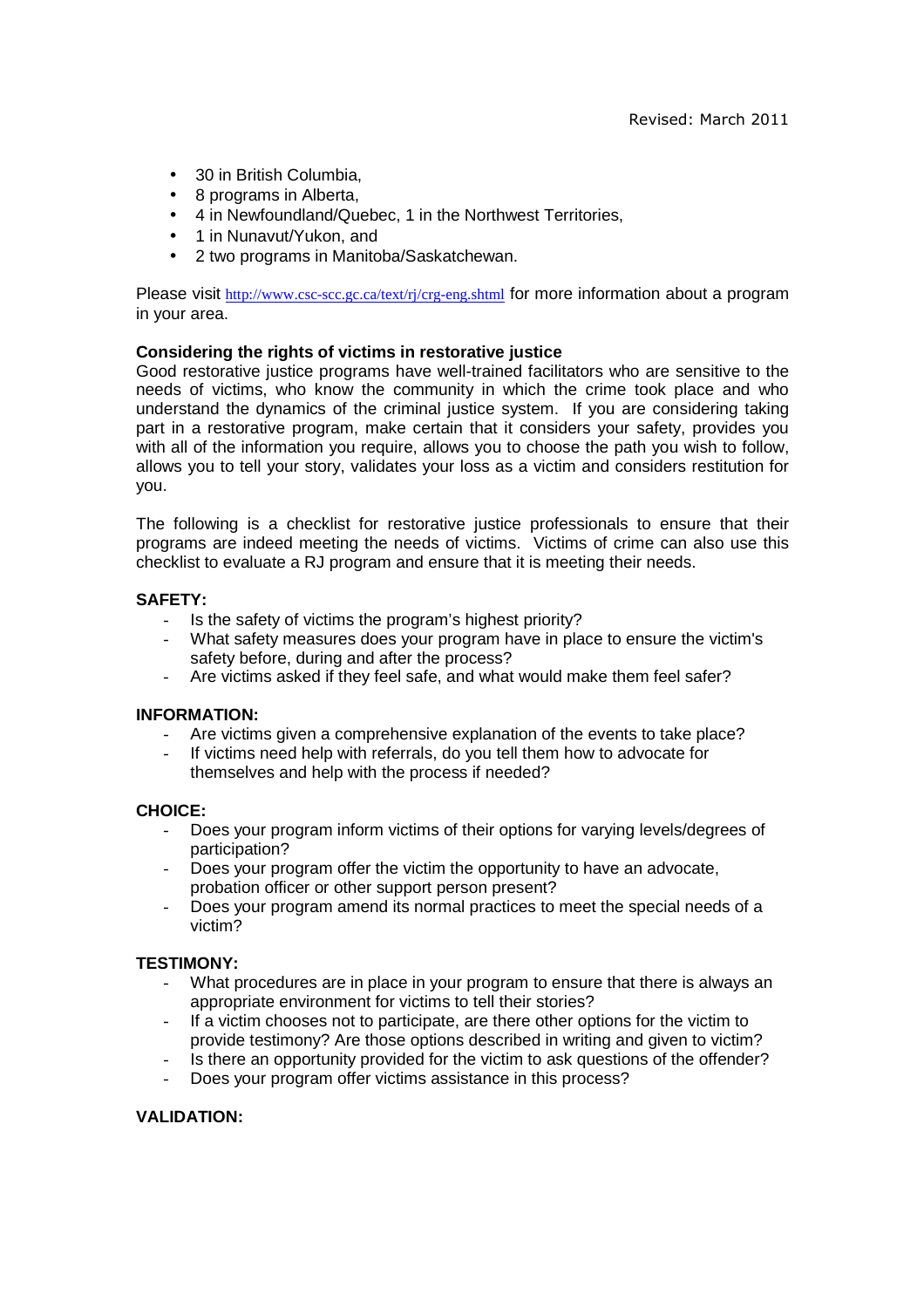Revised: March 2011

- 30 in British Columbia,
- 8 programs in Alberta,
- 4 in Newfoundland/Quebec, 1 in the Northwest Territories,
- 1 in Nunavut/Yukon, and
- 2 two programs in Manitoba/Saskatchewan.

Please visit http://www.csc-scc.gc.ca/text/rj/crg-eng.shtml for more information about a program in your area.

**Considering the rights of victims in restorative justice**

Good restorative justice programs have well-trained facilitators who are sensitive to the needs of victims, who know the community in which the crime took place and who understand the dynamics of the criminal justice system. If you are considering taking part in a restorative program, make certain that it considers your safety, provides you with all of the information you require, allows you to choose the path you wish to follow, allows you to tell your story, validates your loss as a victim and considers restitution for you.

The following is a checklist for restorative justice professionals to ensure that their programs are indeed meeting the needs of victims. Victims of crime can also use this checklist to evaluate a RJ program and ensure that it is meeting their needs.

**SAFETY:**

- Is the safety of victims the program's highest priority?
- What safety measures does your program have in place to ensure the victim's safety before, during and after the process?
- Are victims asked if they feel safe, and what would make them feel safer?

**INFORMATION:**

- Are victims given a comprehensive explanation of the events to take place?
- If victims need help with referrals, do you tell them how to advocate for themselves and help with the process if needed?

**CHOICE:**

- Does your program inform victims of their options for varying levels/degrees of participation?
- Does your program offer the victim the opportunity to have an advocate, probation officer or other support person present?
- Does your program amend its normal practices to meet the special needs of a victim?

**TESTIMONY:**

- What procedures are in place in your program to ensure that there is always an appropriate environment for victims to tell their stories?
- If a victim chooses not to participate, are there other options for the victim to provide testimony? Are those options described in writing and given to victim?
- Is there an opportunity provided for the victim to ask questions of the offender?
- Does your program offer victims assistance in this process?

**VALIDATION:**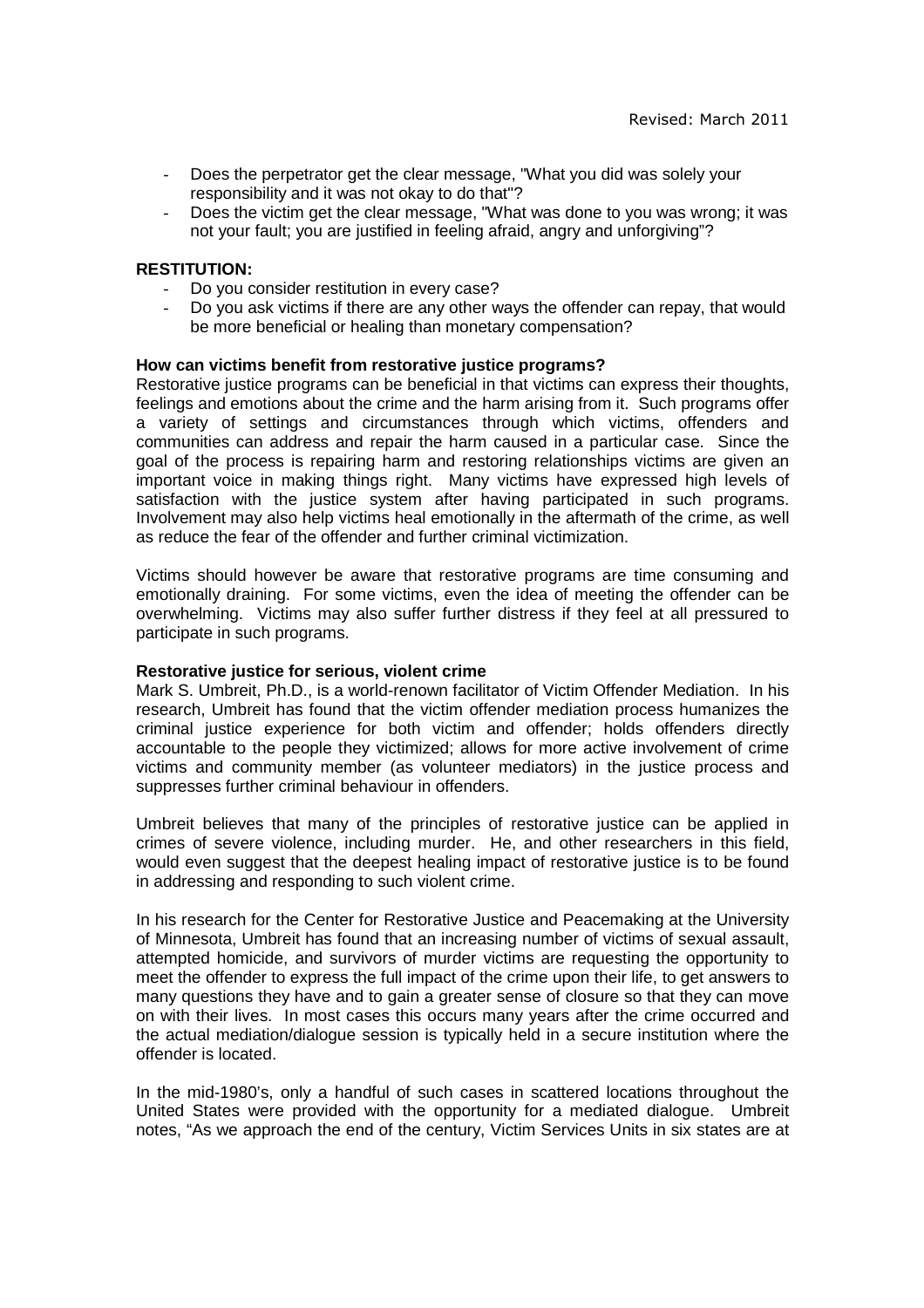Revised: March 2011

- Does the perpetrator get the clear message, "What you did was solely your responsibility and it was not okay to do that"?
- Does the victim get the clear message, "What was done to you was wrong; it was not your fault; you are justified in feeling afraid, angry and unforgiving"?

**RESTITUTION:**

- Do you consider restitution in every case?
- Do you ask victims if there are any other ways the offender can repay, that would be more beneficial or healing than monetary compensation?

**How can victims benefit from restorative justice programs?**

Restorative justice programs can be beneficial in that victims can express their thoughts, feelings and emotions about the crime and the harm arising from it. Such programs offer a variety of settings and circumstances through which victims, offenders and communities can address and repair the harm caused in a particular case. Since the goal of the process is repairing harm and restoring relationships victims are given an important voice in making things right. Many victims have expressed high levels of satisfaction with the justice system after having participated in such programs. Involvement may also help victims heal emotionally in the aftermath of the crime, as well as reduce the fear of the offender and further criminal victimization.

Victims should however be aware that restorative programs are time consuming and emotionally draining. For some victims, even the idea of meeting the offender can be overwhelming. Victims may also suffer further distress if they feel at all pressured to participate in such programs.

**Restorative justice for serious, violent crime**

Mark S. Umbreit, Ph.D., is a world-renown facilitator of Victim Offender Mediation. In his research, Umbreit has found that the victim offender mediation process humanizes the criminal justice experience for both victim and offender; holds offenders directly accountable to the people they victimized; allows for more active involvement of crime victims and community member (as volunteer mediators) in the justice process and suppresses further criminal behaviour in offenders.

Umbreit believes that many of the principles of restorative justice can be applied in crimes of severe violence, including murder. He, and other researchers in this field, would even suggest that the deepest healing impact of restorative justice is to be found in addressing and responding to such violent crime.

In his research for the Center for Restorative Justice and Peacemaking at the University of Minnesota, Umbreit has found that an increasing number of victims of sexual assault, attempted homicide, and survivors of murder victims are requesting the opportunity to meet the offender to express the full impact of the crime upon their life, to get answers to many questions they have and to gain a greater sense of closure so that they can move on with their lives. In most cases this occurs many years after the crime occurred and the actual mediation/dialogue session is typically held in a secure institution where the offender is located.

In the mid-1980's, only a handful of such cases in scattered locations throughout the United States were provided with the opportunity for a mediated dialogue. Umbreit notes, "As we approach the end of the century, Victim Services Units in six states are at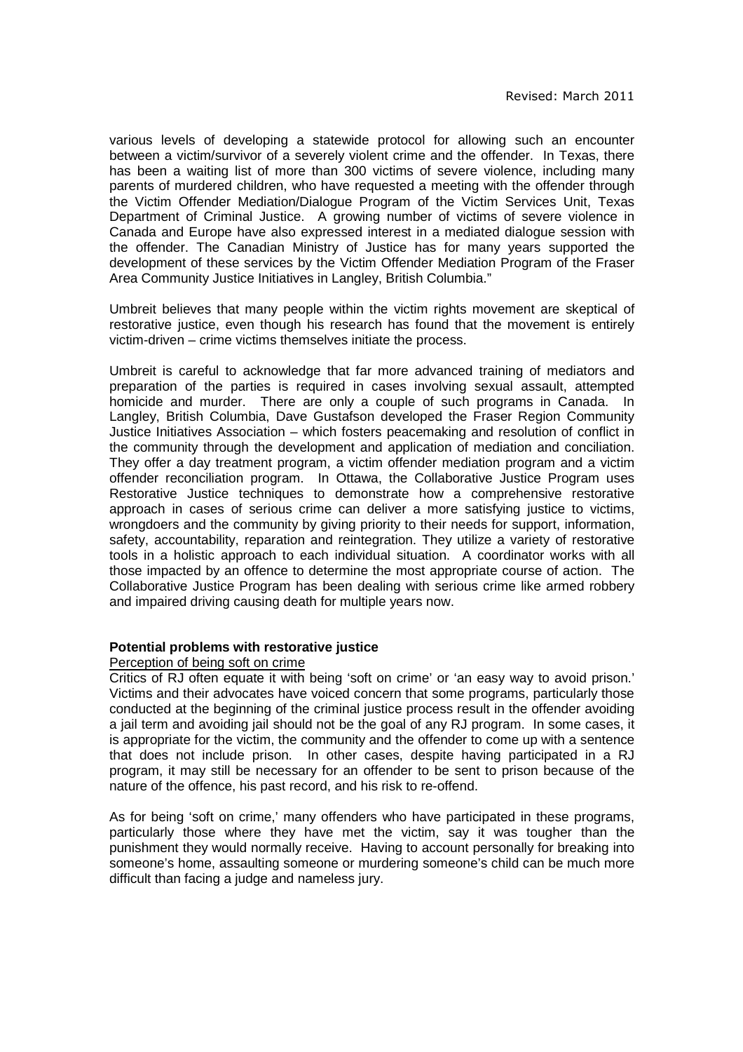various levels of developing a statewide protocol for allowing such an encounter between a victim/survivor of a severely violent crime and the offender. In Texas, there has been a waiting list of more than 300 victims of severe violence, including many parents of murdered children, who have requested a meeting with the offender through the Victim Offender Mediation/Dialogue Program of the Victim Services Unit, Texas Department of Criminal Justice. A growing number of victims of severe violence in Canada and Europe have also expressed interest in a mediated dialogue session with the offender. The Canadian Ministry of Justice has for many years supported the development of these services by the Victim Offender Mediation Program of the Fraser Area Community Justice Initiatives in Langley, British Columbia."

Umbreit believes that many people within the victim rights movement are skeptical of restorative justice, even though his research has found that the movement is entirely victim-driven – crime victims themselves initiate the process.

Umbreit is careful to acknowledge that far more advanced training of mediators and preparation of the parties is required in cases involving sexual assault, attempted homicide and murder. There are only a couple of such programs in Canada. In Langley, British Columbia, Dave Gustafson developed the Fraser Region Community Justice Initiatives Association – which fosters peacemaking and resolution of conflict in the community through the development and application of mediation and conciliation. They offer a day treatment program, a victim offender mediation program and a victim offender reconciliation program. In Ottawa, the Collaborative Justice Program uses Restorative Justice techniques to demonstrate how a comprehensive restorative approach in cases of serious crime can deliver a more satisfying justice to victims, wrongdoers and the community by giving priority to their needs for support, information, safety, accountability, reparation and reintegration. They utilize a variety of restorative tools in a holistic approach to each individual situation. A coordinator works with all those impacted by an offence to determine the most appropriate course of action. The Collaborative Justice Program has been dealing with serious crime like armed robbery and impaired driving causing death for multiple years now.

**Potential problems with restorative justice**

Perception of being soft on crime

Critics of RJ often equate it with being 'soft on crime' or 'an easy way to avoid prison.' Victims and their advocates have voiced concern that some programs, particularly those conducted at the beginning of the criminal justice process result in the offender avoiding a jail term and avoiding jail should not be the goal of any RJ program. In some cases, it is appropriate for the victim, the community and the offender to come up with a sentence that does not include prison. In other cases, despite having participated in a RJ program, it may still be necessary for an offender to be sent to prison because of the nature of the offence, his past record, and his risk to re-offend.

As for being 'soft on crime,' many offenders who have participated in these programs, particularly those where they have met the victim, say it was tougher than the punishment they would normally receive. Having to account personally for breaking into someone's home, assaulting someone or murdering someone's child can be much more difficult than facing a judge and nameless jury.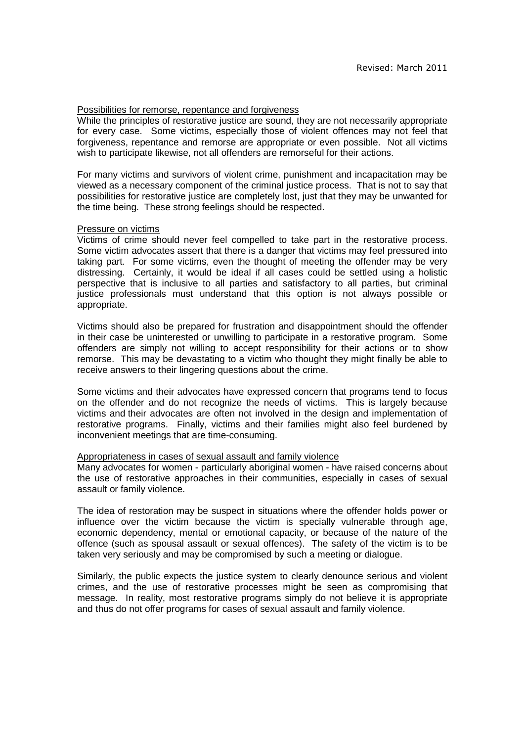Revised: March 2011

### Possibilities for remorse, repentance and forgiveness

While the principles of restorative justice are sound, they are not necessarily appropriate for every case. Some victims, especially those of violent offences may not feel that forgiveness, repentance and remorse are appropriate or even possible. Not all victims wish to participate likewise, not all offenders are remorseful for their actions.

For many victims and survivors of violent crime, punishment and incapacitation may be viewed as a necessary component of the criminal justice process. That is not to say that possibilities for restorative justice are completely lost, just that they may be unwanted for the time being. These strong feelings should be respected.

### Pressure on victims

Victims of crime should never feel compelled to take part in the restorative process. Some victim advocates assert that there is a danger that victims may feel pressured into taking part. For some victims, even the thought of meeting the offender may be very distressing. Certainly, it would be ideal if all cases could be settled using a holistic perspective that is inclusive to all parties and satisfactory to all parties, but criminal justice professionals must understand that this option is not always possible or appropriate.

Victims should also be prepared for frustration and disappointment should the offender in their case be uninterested or unwilling to participate in a restorative program. Some offenders are simply not willing to accept responsibility for their actions or to show remorse. This may be devastating to a victim who thought they might finally be able to receive answers to their lingering questions about the crime.

Some victims and their advocates have expressed concern that programs tend to focus on the offender and do not recognize the needs of victims. This is largely because victims and their advocates are often not involved in the design and implementation of restorative programs. Finally, victims and their families might also feel burdened by inconvenient meetings that are time-consuming.

### Appropriateness in cases of sexual assault and family violence

Many advocates for women - particularly aboriginal women - have raised concerns about the use of restorative approaches in their communities, especially in cases of sexual assault or family violence.

The idea of restoration may be suspect in situations where the offender holds power or influence over the victim because the victim is specially vulnerable through age, economic dependency, mental or emotional capacity, or because of the nature of the offence (such as spousal assault or sexual offences). The safety of the victim is to be taken very seriously and may be compromised by such a meeting or dialogue.

Similarly, the public expects the justice system to clearly denounce serious and violent crimes, and the use of restorative processes might be seen as compromising that message. In reality, most restorative programs simply do not believe it is appropriate and thus do not offer programs for cases of sexual assault and family violence.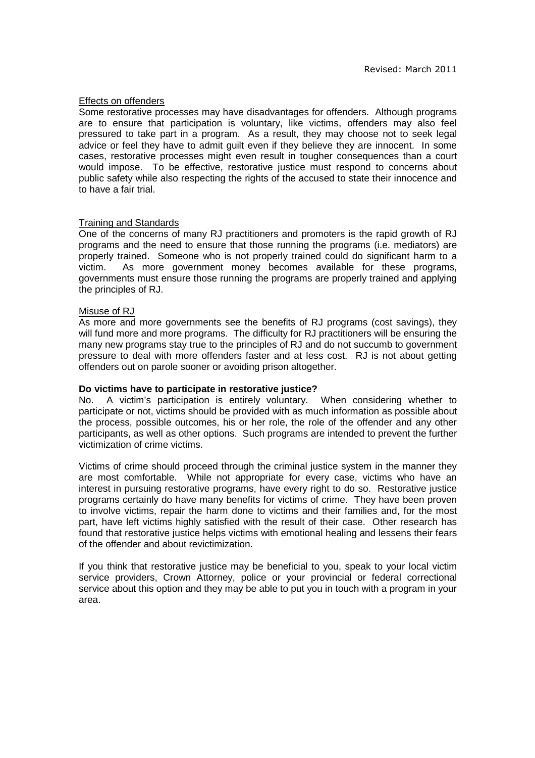Revised: March 2011

### Effects on offenders

Some restorative processes may have disadvantages for offenders. Although programs are to ensure that participation is voluntary, like victims, offenders may also feel pressured to take part in a program. As a result, they may choose not to seek legal advice or feel they have to admit guilt even if they believe they are innocent. In some cases, restorative processes might even result in tougher consequences than a court would impose. To be effective, restorative justice must respond to concerns about public safety while also respecting the rights of the accused to state their innocence and to have a fair trial.

### Training and Standards

One of the concerns of many RJ practitioners and promoters is the rapid growth of RJ programs and the need to ensure that those running the programs (i.e. mediators) are properly trained. Someone who is not properly trained could do significant harm to a victim. As more government money becomes available for these programs, governments must ensure those running the programs are properly trained and applying the principles of RJ.

### Misuse of RJ

As more and more governments see the benefits of RJ programs (cost savings), they will fund more and more programs. The difficulty for RJ practitioners will be ensuring the many new programs stay true to the principles of RJ and do not succumb to government pressure to deal with more offenders faster and at less cost. RJ is not about getting offenders out on parole sooner or avoiding prison altogether.

**Do victims have to participate in restorative justice?**

No. A victim's participation is entirely voluntary. When considering whether to participate or not, victims should be provided with as much information as possible about the process, possible outcomes, his or her role, the role of the offender and any other participants, as well as other options. Such programs are intended to prevent the further victimization of crime victims.

Victims of crime should proceed through the criminal justice system in the manner they are most comfortable. While not appropriate for every case, victims who have an interest in pursuing restorative programs, have every right to do so. Restorative justice programs certainly do have many benefits for victims of crime. They have been proven to involve victims, repair the harm done to victims and their families and, for the most part, have left victims highly satisfied with the result of their case. Other research has found that restorative justice helps victims with emotional healing and lessens their fears of the offender and about revictimization.

If you think that restorative justice may be beneficial to you, speak to your local victim service providers, Crown Attorney, police or your provincial or federal correctional service about this option and they may be able to put you in touch with a program in your area.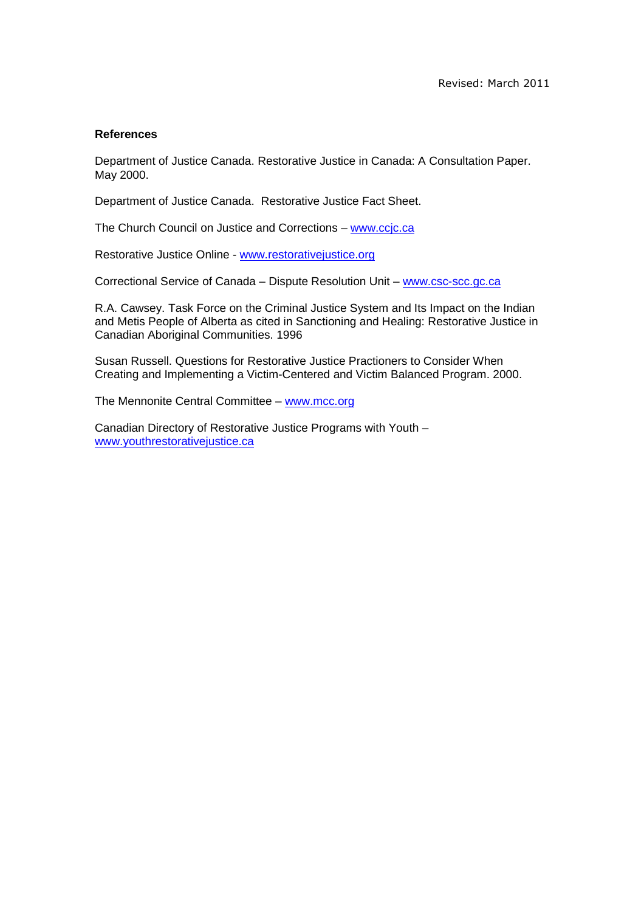Revised: March 2011

**References**

Department of Justice Canada. Restorative Justice in Canada: A Consultation Paper. May 2000.

Department of Justice Canada. Restorative Justice Fact Sheet.

The Church Council on Justice and Corrections – www.ccjc.ca

Restorative Justice Online - www.restorativejustice.org

Correctional Service of Canada – Dispute Resolution Unit – www.csc-scc.gc.ca

R.A. Cawsey. Task Force on the Criminal Justice System and Its Impact on the Indian and Metis People of Alberta as cited in Sanctioning and Healing: Restorative Justice in Canadian Aboriginal Communities. 1996

Susan Russell. Questions for Restorative Justice Practioners to Consider When Creating and Implementing a Victim-Centered and Victim Balanced Program. 2000.

The Mennonite Central Committee – www.mcc.org

Canadian Directory of Restorative Justice Programs with Youth – www.youthrestorativejustice.ca